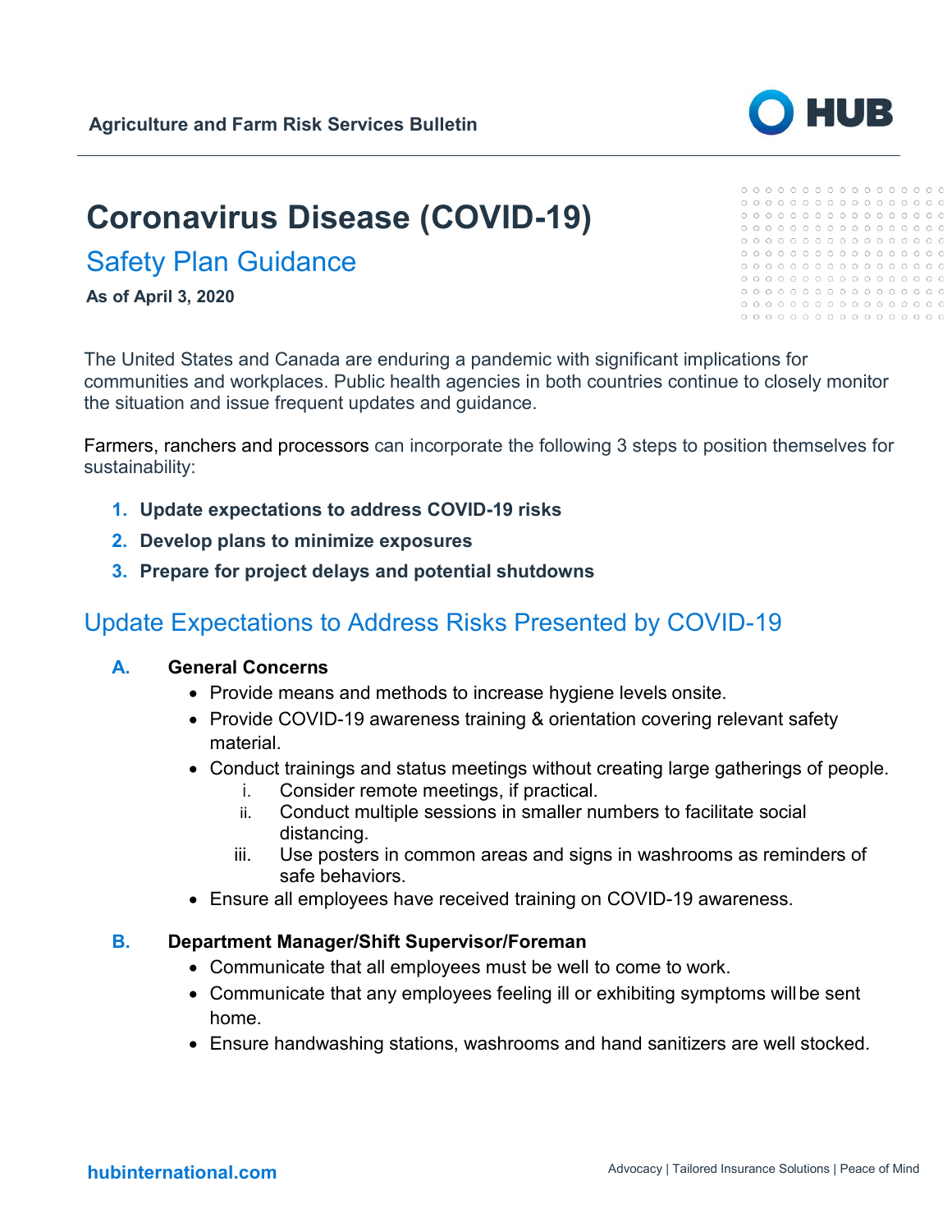Agriculture and Farm Risk Services Bulletin

# Coronavirus Disease (COVID-19)

## Safety Plan Guidance

**As of April 3, 2020**

The United States and Canada are enduring a pandemic with significant implications for communities and workplaces. Public health agencies in both countries continue to closely monitor the situation and issue frequent updates and guidance.

Farmers, ranchers and processors can incorporate the following 3 steps to position themselves for sustainability:

1. **Update expectations to address COVID-19 risks**
2. **Develop plans to minimize exposures**
3. **Prepare for project delays and potential shutdowns**

## Update Expectations to Address Risks Presented by COVID-19

### A. General Concerns

- Provide means and methods to increase hygiene levels onsite.
- Provide COVID-19 awareness training & orientation covering relevant safety material.
- Conduct trainings and status meetings without creating large gatherings of people.
  - i. Consider remote meetings, if practical.
  - ii. Conduct multiple sessions in smaller numbers to facilitate social distancing.
  - iii. Use posters in common areas and signs in washrooms as reminders of safe behaviors.
- Ensure all employees have received training on COVID-19 awareness.

### B. Department Manager/Shift Supervisor/Foreman

- Communicate that all employees must be well to come to work.
- Communicate that any employees feeling ill or exhibiting symptoms will be sent home.
- Ensure handwashing stations, washrooms and hand sanitizers are well stocked.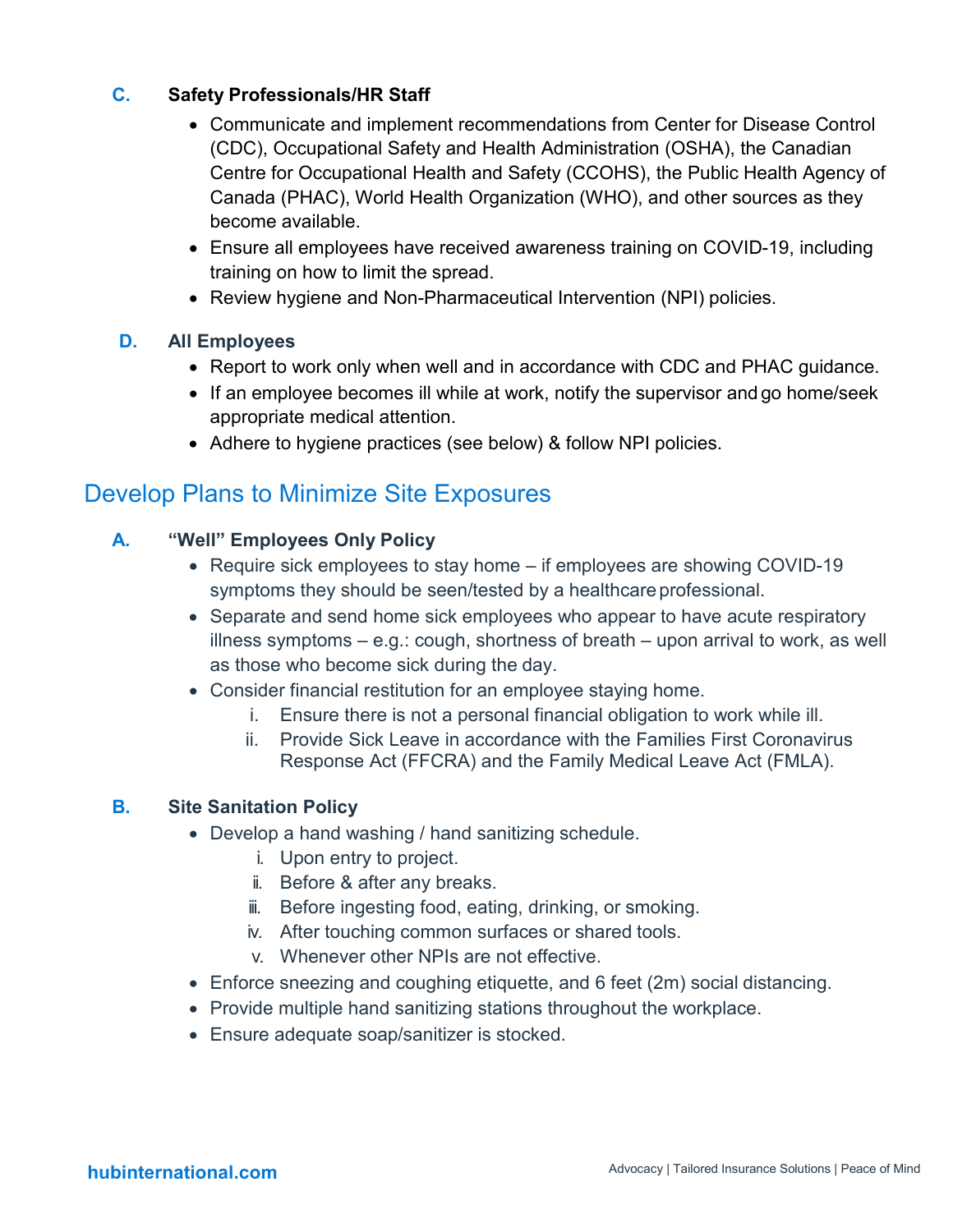**C. Safety Professionals/HR Staff**

- Communicate and implement recommendations from Center for Disease Control (CDC), Occupational Safety and Health Administration (OSHA), the Canadian Centre for Occupational Health and Safety (CCOHS), the Public Health Agency of Canada (PHAC), World Health Organization (WHO), and other sources as they become available.
- Ensure all employees have received awareness training on COVID-19, including training on how to limit the spread.
- Review hygiene and Non-Pharmaceutical Intervention (NPI) policies.

**D. All Employees**

- Report to work only when well and in accordance with CDC and PHAC guidance.
- If an employee becomes ill while at work, notify the supervisor and go home/seek appropriate medical attention.
- Adhere to hygiene practices (see below) & follow NPI policies.

## Develop Plans to Minimize Site Exposures

**A. "Well" Employees Only Policy**

- Require sick employees to stay home – if employees are showing COVID-19 symptoms they should be seen/tested by a healthcare professional.
- Separate and send home sick employees who appear to have acute respiratory illness symptoms – e.g.: cough, shortness of breath – upon arrival to work, as well as those who become sick during the day.
- Consider financial restitution for an employee staying home.
    - i. Ensure there is not a personal financial obligation to work while ill.
    - ii. Provide Sick Leave in accordance with the Families First Coronavirus Response Act (FFCRA) and the Family Medical Leave Act (FMLA).

**B. Site Sanitation Policy**

- Develop a hand washing / hand sanitizing schedule.
    - i. Upon entry to project.
    - ii. Before & after any breaks.
    - iii. Before ingesting food, eating, drinking, or smoking.
    - iv. After touching common surfaces or shared tools.
    - v. Whenever other NPIs are not effective.
- Enforce sneezing and coughing etiquette, and 6 feet (2m) social distancing.
- Provide multiple hand sanitizing stations throughout the workplace.
- Ensure adequate soap/sanitizer is stocked.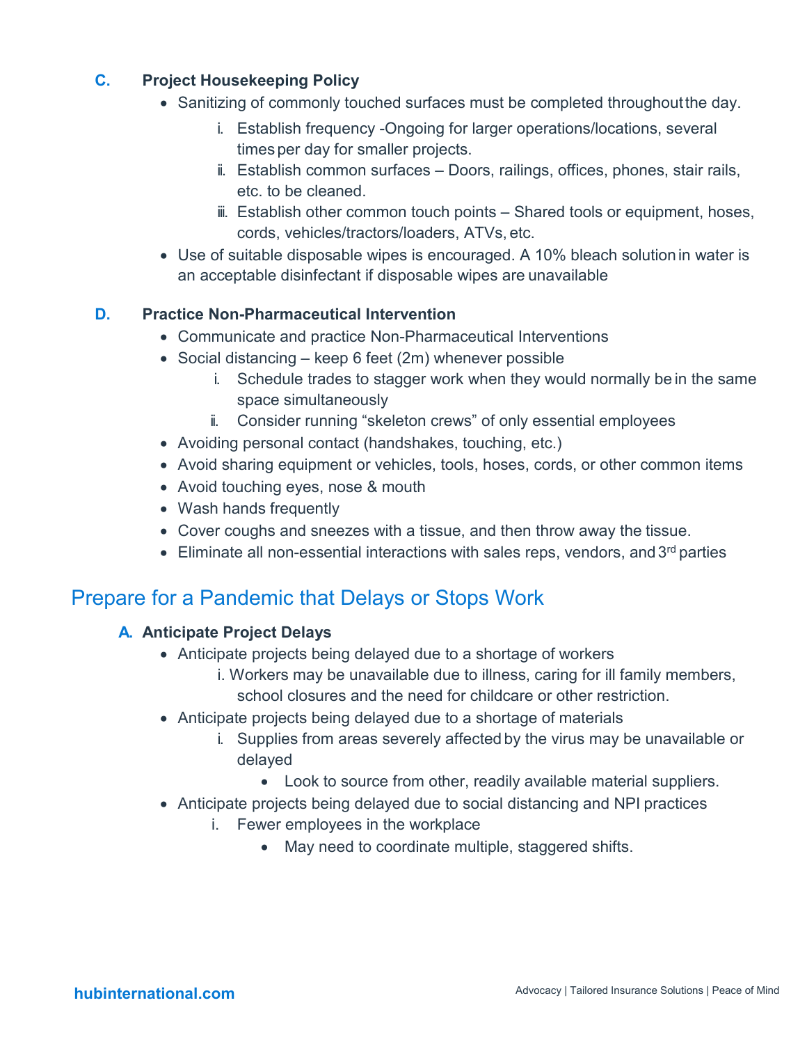### C. Project Housekeeping Policy

- Sanitizing of commonly touched surfaces must be completed throughout the day.
  i. Establish frequency -Ongoing for larger operations/locations, several times per day for smaller projects.
  ii. Establish common surfaces – Doors, railings, offices, phones, stair rails, etc. to be cleaned.
  iii. Establish other common touch points – Shared tools or equipment, hoses, cords, vehicles/tractors/loaders, ATVs, etc.
- Use of suitable disposable wipes is encouraged. A 10% bleach solution in water is an acceptable disinfectant if disposable wipes are unavailable

### D. Practice Non-Pharmaceutical Intervention

- Communicate and practice Non-Pharmaceutical Interventions
- Social distancing – keep 6 feet (2m) whenever possible
  i. Schedule trades to stagger work when they would normally be in the same space simultaneously
  ii. Consider running "skeleton crews" of only essential employees
- Avoiding personal contact (handshakes, touching, etc.)
- Avoid sharing equipment or vehicles, tools, hoses, cords, or other common items
- Avoid touching eyes, nose & mouth
- Wash hands frequently
- Cover coughs and sneezes with a tissue, and then throw away the tissue.
- Eliminate all non-essential interactions with sales reps, vendors, and 3rd parties

## Prepare for a Pandemic that Delays or Stops Work

### A. Anticipate Project Delays

- Anticipate projects being delayed due to a shortage of workers
  i. Workers may be unavailable due to illness, caring for ill family members, school closures and the need for childcare or other restriction.
- Anticipate projects being delayed due to a shortage of materials
  i. Supplies from areas severely affected by the virus may be unavailable or delayed
     - Look to source from other, readily available material suppliers.
- Anticipate projects being delayed due to social distancing and NPI practices
  i. Fewer employees in the workplace
     - May need to coordinate multiple, staggered shifts.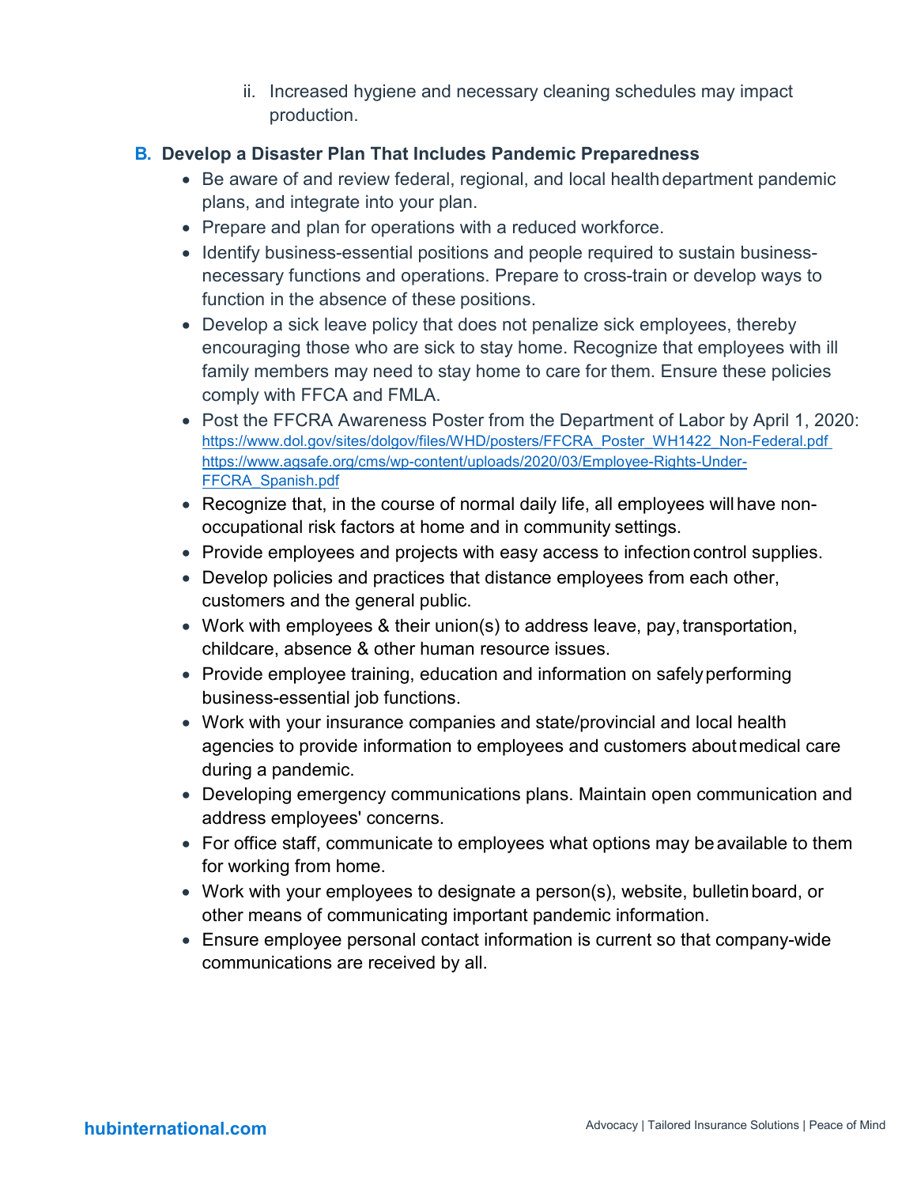ii. Increased hygiene and necessary cleaning schedules may impact production.

### B. Develop a Disaster Plan That Includes Pandemic Preparedness

- Be aware of and review federal, regional, and local health department pandemic plans, and integrate into your plan.
- Prepare and plan for operations with a reduced workforce.
- Identify business-essential positions and people required to sustain business-necessary functions and operations. Prepare to cross-train or develop ways to function in the absence of these positions.
- Develop a sick leave policy that does not penalize sick employees, thereby encouraging those who are sick to stay home. Recognize that employees with ill family members may need to stay home to care for them. Ensure these policies comply with FFCA and FMLA.
- Post the FFCRA Awareness Poster from the Department of Labor by April 1, 2020: https://www.dol.gov/sites/dolgov/files/WHD/posters/FFCRA_Poster_WH1422_Non-Federal.pdf https://www.agsafe.org/cms/wp-content/uploads/2020/03/Employee-Rights-Under-FFCRA_Spanish.pdf
- Recognize that, in the course of normal daily life, all employees will have non-occupational risk factors at home and in community settings.
- Provide employees and projects with easy access to infection control supplies.
- Develop policies and practices that distance employees from each other, customers and the general public.
- Work with employees & their union(s) to address leave, pay, transportation, childcare, absence & other human resource issues.
- Provide employee training, education and information on safely performing business-essential job functions.
- Work with your insurance companies and state/provincial and local health agencies to provide information to employees and customers about medical care during a pandemic.
- Developing emergency communications plans. Maintain open communication and address employees' concerns.
- For office staff, communicate to employees what options may be available to them for working from home.
- Work with your employees to designate a person(s), website, bulletin board, or other means of communicating important pandemic information.
- Ensure employee personal contact information is current so that company-wide communications are received by all.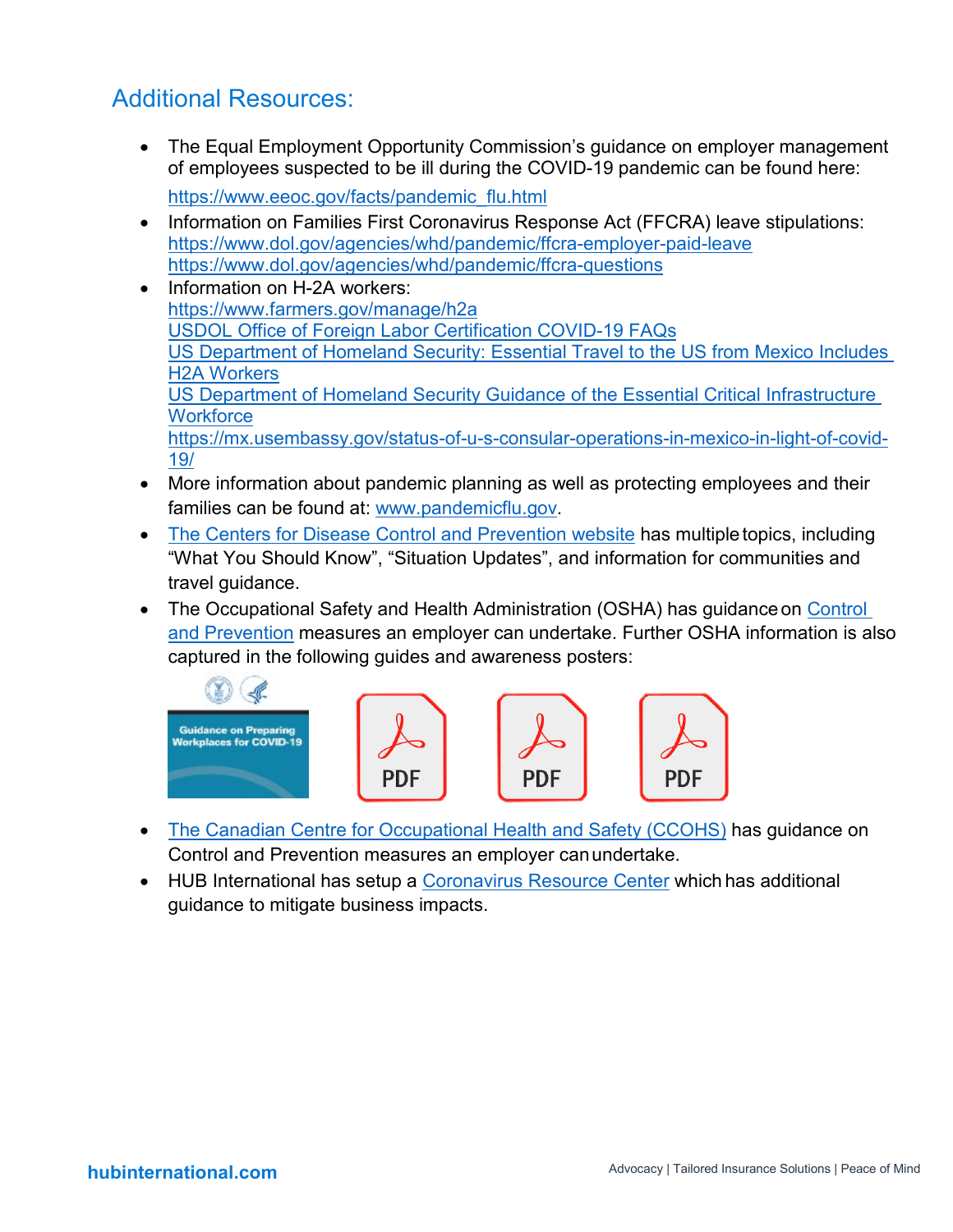## Additional Resources:

- The Equal Employment Opportunity Commission's guidance on employer management of employees suspected to be ill during the COVID-19 pandemic can be found here: https://www.eeoc.gov/facts/pandemic_flu.html
- Information on Families First Coronavirus Response Act (FFCRA) leave stipulations: https://www.dol.gov/agencies/whd/pandemic/ffcra-employer-paid-leave https://www.dol.gov/agencies/whd/pandemic/ffcra-questions
- Information on H-2A workers: https://www.farmers.gov/manage/h2a USDOL Office of Foreign Labor Certification COVID-19 FAQs US Department of Homeland Security: Essential Travel to the US from Mexico Includes H2A Workers US Department of Homeland Security Guidance of the Essential Critical Infrastructure Workforce https://mx.usembassy.gov/status-of-u-s-consular-operations-in-mexico-in-light-of-covid-19/
- More information about pandemic planning as well as protecting employees and their families can be found at: www.pandemicflu.gov.
- The Centers for Disease Control and Prevention website has multiple topics, including "What You Should Know", "Situation Updates", and information for communities and travel guidance.
- The Occupational Safety and Health Administration (OSHA) has guidance on Control and Prevention measures an employer can undertake. Further OSHA information is also captured in the following guides and awareness posters:

Guidance on Preparing Workplaces for COVID-19

PDF PDF PDF

- The Canadian Centre for Occupational Health and Safety (CCOHS) has guidance on Control and Prevention measures an employer can undertake.
- HUB International has setup a Coronavirus Resource Center which has additional guidance to mitigate business impacts.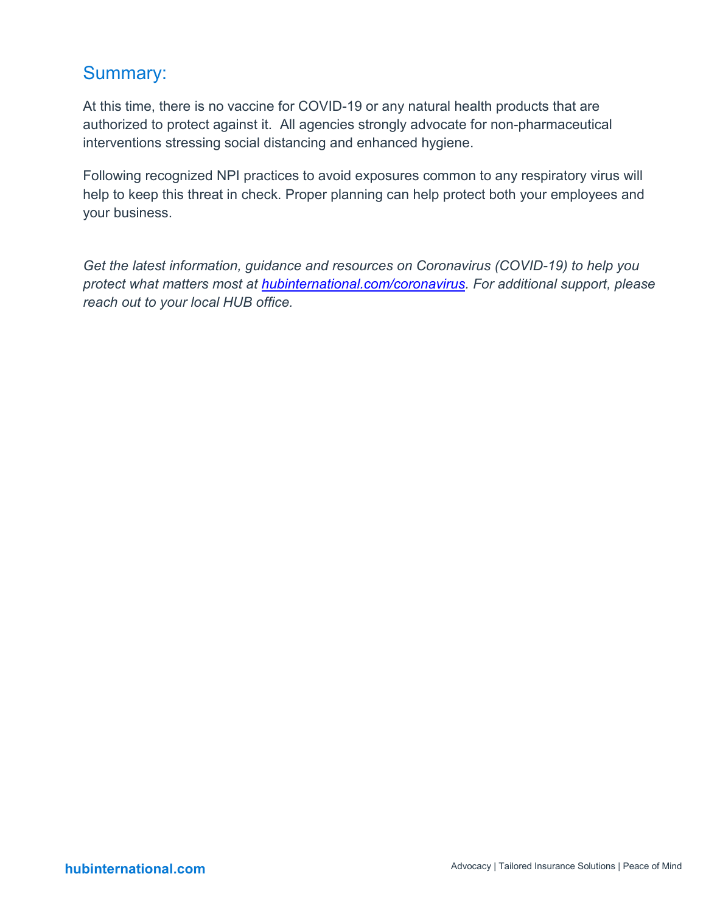## Summary:

At this time, there is no vaccine for COVID-19 or any natural health products that are authorized to protect against it. All agencies strongly advocate for non-pharmaceutical interventions stressing social distancing and enhanced hygiene.

Following recognized NPI practices to avoid exposures common to any respiratory virus will help to keep this threat in check. Proper planning can help protect both your employees and your business.

*Get the latest information, guidance and resources on Coronavirus (COVID-19) to help you protect what matters most at [hubinternational.com/coronavirus](hubinternational.com/coronavirus). For additional support, please reach out to your local HUB office.*